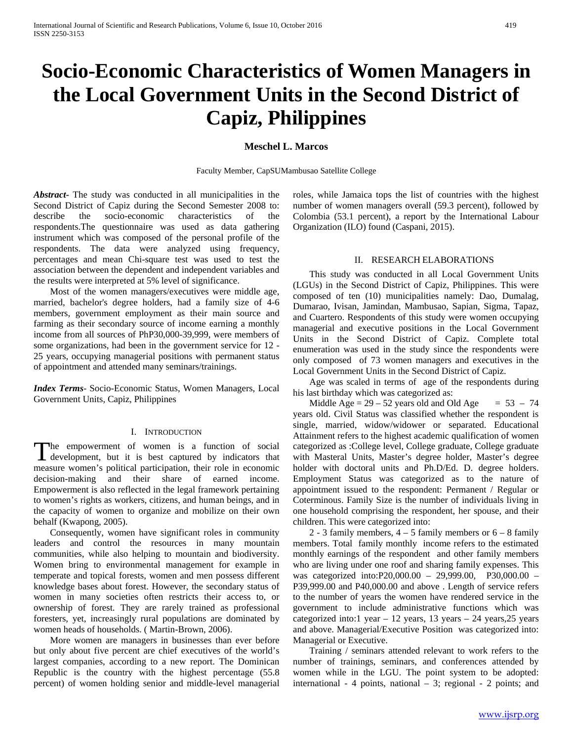# Socio-Economic Characteristics of Women Managers in the Local Government Units in the Second District of Capiz, Philippines

**Meschel L. Marcos**

Faculty Member, CapSUMambusao Satellite College

***Abstract-*** The study was conducted in all municipalities in the Second District of Capiz during the Second Semester 2008 to: describe the socio-economic characteristics of the respondents.The questionnaire was used as data gathering instrument which was composed of the personal profile of the respondents. The data were analyzed using frequency, percentages and mean Chi-square test was used to test the association between the dependent and independent variables and the results were interpreted at 5% level of significance.

Most of the women managers/executives were middle age, married, bachelor's degree holders, had a family size of 4-6 members, government employment as their main source and farming as their secondary source of income earning a monthly income from all sources of PhP30,000-39,999, were members of some organizations, had been in the government service for 12 - 25 years, occupying managerial positions with permanent status of appointment and attended many seminars/trainings.

***Index Terms*-** Socio-Economic Status, Women Managers, Local Government Units, Capiz, Philippines

## I. Introduction

The empowerment of women is a function of social development, but it is best captured by indicators that measure women's political participation, their role in economic decision-making and their share of earned income. Empowerment is also reflected in the legal framework pertaining to women's rights as workers, citizens, and human beings, and in the capacity of women to organize and mobilize on their own behalf (Kwapong, 2005).

Consequently, women have significant roles in community leaders and control the resources in many mountain communities, while also helping to mountain and biodiversity. Women bring to environmental management for example in temperate and topical forests, women and men possess different knowledge bases about forest. However, the secondary status of women in many societies often restricts their access to, or ownership of forest. They are rarely trained as professional foresters, yet, increasingly rural populations are dominated by women heads of households. ( Martin-Brown, 2006).

More women are managers in businesses than ever before but only about five percent are chief executives of the world's largest companies, according to a new report. The Dominican Republic is the country with the highest percentage (55.8 percent) of women holding senior and middle-level managerial roles, while Jamaica tops the list of countries with the highest number of women managers overall (59.3 percent), followed by Colombia (53.1 percent), a report by the International Labour Organization (ILO) found (Caspani, 2015).

## II. Research Elaborations

This study was conducted in all Local Government Units (LGUs) in the Second District of Capiz, Philippines. This were composed of ten (10) municipalities namely: Dao, Dumalag, Dumarao, Ivisan, Jamindan, Mambusao, Sapian, Sigma, Tapaz, and Cuartero. Respondents of this study were women occupying managerial and executive positions in the Local Government Units in the Second District of Capiz. Complete total enumeration was used in the study since the respondents were only composed of 73 women managers and executives in the Local Government Units in the Second District of Capiz.

Age was scaled in terms of age of the respondents during his last birthday which was categorized as:

Middle Age = 29 – 52 years old and Old Age = 53 – 74 years old. Civil Status was classified whether the respondent is single, married, widow/widower or separated. Educational Attainment refers to the highest academic qualification of women categorized as :College level, College graduate, College graduate with Masteral Units, Master's degree holder, Master's degree holder with doctoral units and Ph.D/Ed. D. degree holders. Employment Status was categorized as to the nature of appointment issued to the respondent: Permanent / Regular or Coterminous. Family Size is the number of individuals living in one household comprising the respondent, her spouse, and their children. This were categorized into:

2 - 3 family members, 4 – 5 family members or 6 – 8 family members. Total family monthly income refers to the estimated monthly earnings of the respondent and other family members who are living under one roof and sharing family expenses. This was categorized into:P20,000.00 – 29,999.00, P30,000.00 – P39,999.00 and P40,000.00 and above . Length of service refers to the number of years the women have rendered service in the government to include administrative functions which was categorized into:1 year – 12 years, 13 years – 24 years,25 years and above. Managerial/Executive Position was categorized into: Managerial or Executive.

Training / seminars attended relevant to work refers to the number of trainings, seminars, and conferences attended by women while in the LGU. The point system to be adopted: international - 4 points, national – 3; regional - 2 points; and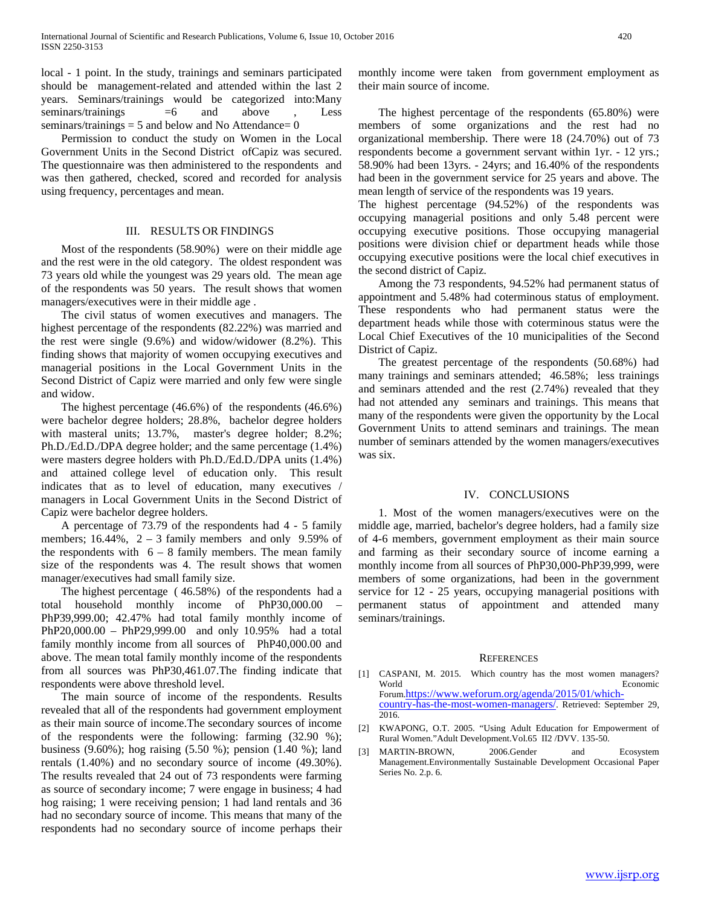local - 1 point. In the study, trainings and seminars participated should be management-related and attended within the last 2 years. Seminars/trainings would be categorized into:Many seminars/trainings =6 and above , Less seminars/trainings = 5 and below and No Attendance= 0

Permission to conduct the study on Women in the Local Government Units in the Second District ofCapiz was secured. The questionnaire was then administered to the respondents and was then gathered, checked, scored and recorded for analysis using frequency, percentages and mean.

## III. Results or Findings

Most of the respondents (58.90%) were on their middle age and the rest were in the old category. The oldest respondent was 73 years old while the youngest was 29 years old. The mean age of the respondents was 50 years. The result shows that women managers/executives were in their middle age .

The civil status of women executives and managers. The highest percentage of the respondents (82.22%) was married and the rest were single (9.6%) and widow/widower (8.2%). This finding shows that majority of women occupying executives and managerial positions in the Local Government Units in the Second District of Capiz were married and only few were single and widow.

The highest percentage (46.6%) of the respondents (46.6%) were bachelor degree holders; 28.8%, bachelor degree holders with masteral units; 13.7%, master's degree holder; 8.2%; Ph.D./Ed.D./DPA degree holder; and the same percentage (1.4%) were masters degree holders with Ph.D./Ed.D./DPA units (1.4%) and attained college level of education only. This result indicates that as to level of education, many executives / managers in Local Government Units in the Second District of Capiz were bachelor degree holders.

A percentage of 73.79 of the respondents had 4 - 5 family members; 16.44%, 2 – 3 family members and only 9.59% of the respondents with 6 – 8 family members. The mean family size of the respondents was 4. The result shows that women manager/executives had small family size.

The highest percentage ( 46.58%) of the respondents had a total household monthly income of PhP30,000.00 – PhP39,999.00; 42.47% had total family monthly income of PhP20,000.00 – PhP29,999.00 and only 10.95% had a total family monthly income from all sources of PhP40,000.00 and above. The mean total family monthly income of the respondents from all sources was PhP30,461.07.The finding indicate that respondents were above threshold level.

The main source of income of the respondents. Results revealed that all of the respondents had government employment as their main source of income.The secondary sources of income of the respondents were the following: farming (32.90 %); business (9.60%); hog raising (5.50 %); pension (1.40 %); land rentals (1.40%) and no secondary source of income (49.30%). The results revealed that 24 out of 73 respondents were farming as source of secondary income; 7 were engage in business; 4 had hog raising; 1 were receiving pension; 1 had land rentals and 36 had no secondary source of income. This means that many of the respondents had no secondary source of income perhaps their monthly income were taken from government employment as their main source of income.

The highest percentage of the respondents (65.80%) were members of some organizations and the rest had no organizational membership. There were 18 (24.70%) out of 73 respondents become a government servant within 1yr. - 12 yrs.; 58.90% had been 13yrs. - 24yrs; and 16.40% of the respondents had been in the government service for 25 years and above. The mean length of service of the respondents was 19 years.

The highest percentage (94.52%) of the respondents was occupying managerial positions and only 5.48 percent were occupying executive positions. Those occupying managerial positions were division chief or department heads while those occupying executive positions were the local chief executives in the second district of Capiz.

Among the 73 respondents, 94.52% had permanent status of appointment and 5.48% had coterminous status of employment. These respondents who had permanent status were the department heads while those with coterminous status were the Local Chief Executives of the 10 municipalities of the Second District of Capiz.

The greatest percentage of the respondents (50.68%) had many trainings and seminars attended; 46.58%; less trainings and seminars attended and the rest (2.74%) revealed that they had not attended any seminars and trainings. This means that many of the respondents were given the opportunity by the Local Government Units to attend seminars and trainings. The mean number of seminars attended by the women managers/executives was six.

## IV. Conclusions

1. Most of the women managers/executives were on the middle age, married, bachelor's degree holders, had a family size of 4-6 members, government employment as their main source and farming as their secondary source of income earning a monthly income from all sources of PhP30,000-PhP39,999, were members of some organizations, had been in the government service for 12 - 25 years, occupying managerial positions with permanent status of appointment and attended many seminars/trainings.

## References

[1] CASPANI, M. 2015. Which country has the most women managers? World Economic Forum.https://www.weforum.org/agenda/2015/01/which-country-has-the-most-women-managers/. Retrieved: September 29, 2016.

[2] KWAPONG, O.T. 2005. "Using Adult Education for Empowerment of Rural Women."Adult Development.Vol.65 II2 /DVV. 135-50.

[3] MARTIN-BROWN, 2006.Gender and Ecosystem Management.Environmentally Sustainable Development Occasional Paper Series No. 2.p. 6.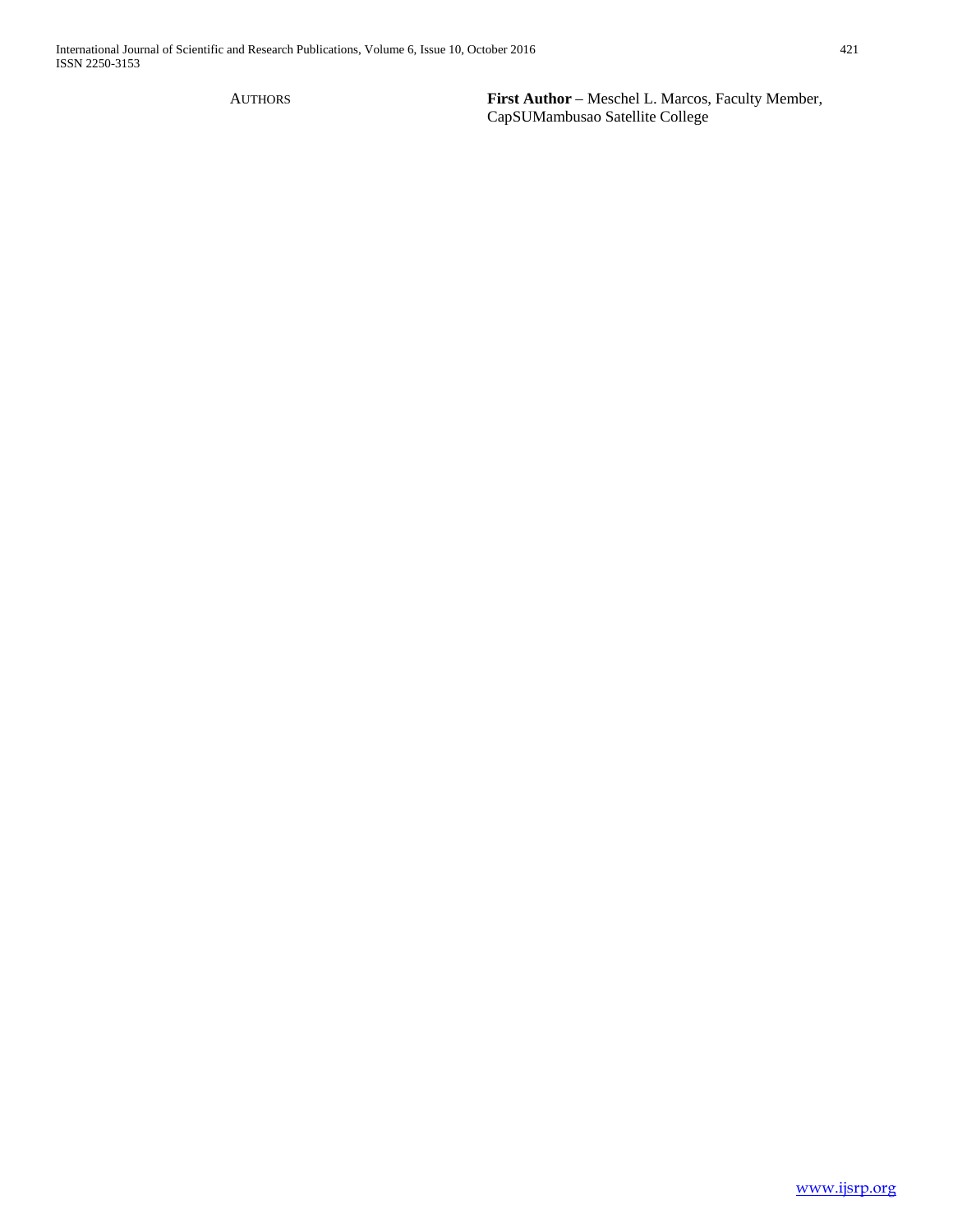AUTHORS

**First Author** – Meschel L. Marcos, Faculty Member, CapSUMambusao Satellite College